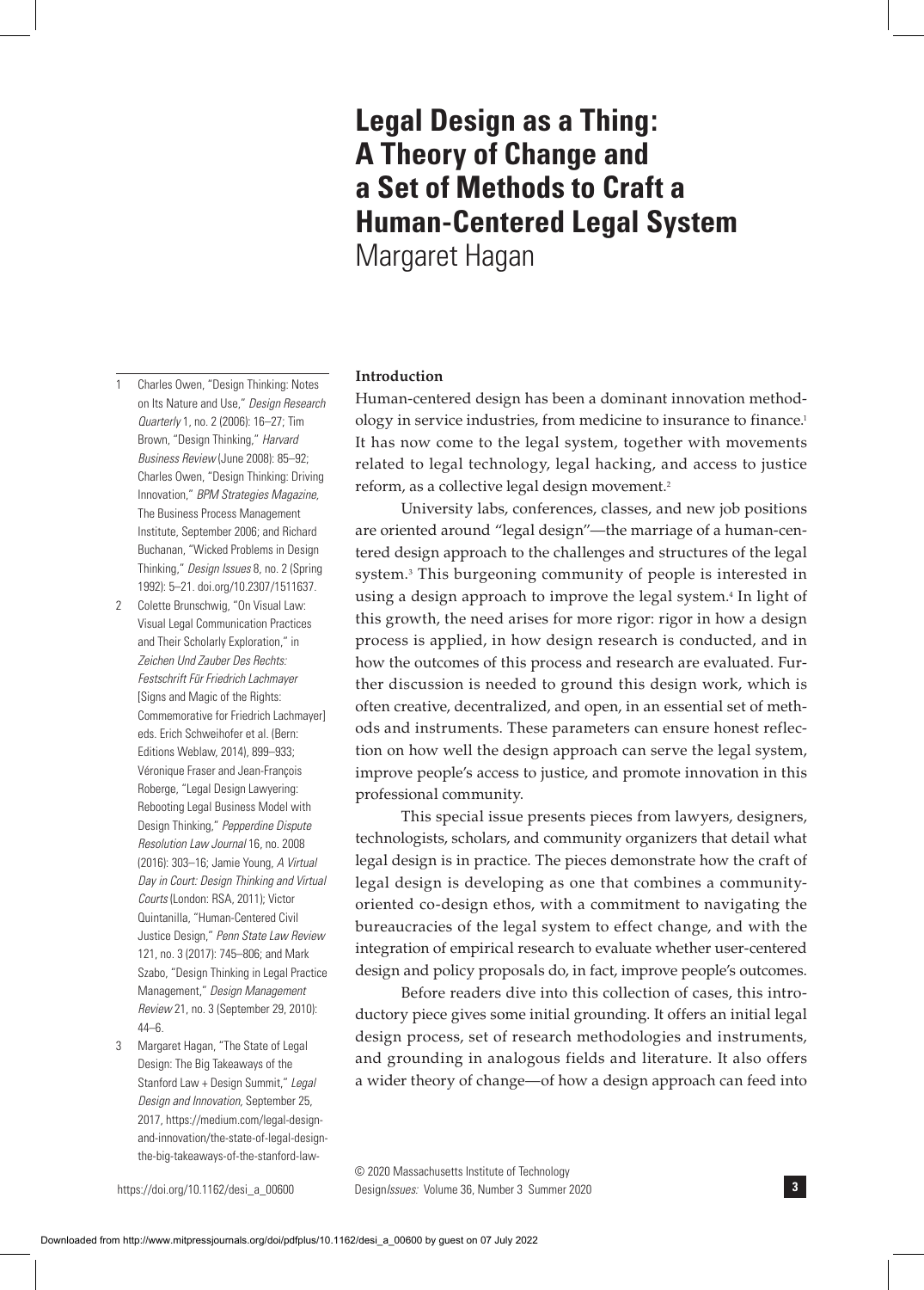# Legal Design as a Thing: A Theory of Change and a Set of Methods to Craft a Human-Centered Legal System

Margaret Hagan

## Introduction

Human-centered design has been a dominant innovation methodology in service industries, from medicine to insurance to finance.[1] It has now come to the legal system, together with movements related to legal technology, legal hacking, and access to justice reform, as a collective legal design movement.[2]

University labs, conferences, classes, and new job positions are oriented around "legal design"—the marriage of a human-centered design approach to the challenges and structures of the legal system.[3] This burgeoning community of people is interested in using a design approach to improve the legal system.[4] In light of this growth, the need arises for more rigor: rigor in how a design process is applied, in how design research is conducted, and in how the outcomes of this process and research are evaluated. Further discussion is needed to ground this design work, which is often creative, decentralized, and open, in an essential set of methods and instruments. These parameters can ensure honest reflection on how well the design approach can serve the legal system, improve people's access to justice, and promote innovation in this professional community.

This special issue presents pieces from lawyers, designers, technologists, scholars, and community organizers that detail what legal design is in practice. The pieces demonstrate how the craft of legal design is developing as one that combines a community-oriented co-design ethos, with a commitment to navigating the bureaucracies of the legal system to effect change, and with the integration of empirical research to evaluate whether user-centered design and policy proposals do, in fact, improve people's outcomes.

Before readers dive into this collection of cases, this introductory piece gives some initial grounding. It offers an initial legal design process, set of research methodologies and instruments, and grounding in analogous fields and literature. It also offers a wider theory of change—of how a design approach can feed into

1 Charles Owen, "Design Thinking: Notes on Its Nature and Use," *Design Research Quarterly* 1, no. 2 (2006): 16–27; Tim Brown, "Design Thinking," *Harvard Business Review* (June 2008): 85–92; Charles Owen, "Design Thinking: Driving Innovation," *BPM Strategies Magazine*, The Business Process Management Institute, September 2006; and Richard Buchanan, "Wicked Problems in Design Thinking," *Design Issues* 8, no. 2 (Spring 1992): 5–21. doi.org/10.2307/1511637.

2 Colette Brunschwig, "On Visual Law: Visual Legal Communication Practices and Their Scholarly Exploration," in *Zeichen Und Zauber Des Rechts: Festschrift Für Friedrich Lachmayer* [Signs and Magic of the Rights: Commemorative for Friedrich Lachmayer] eds. Erich Schweihofer et al. (Bern: Editions Weblaw, 2014), 899–933; Véronique Fraser and Jean-François Roberge, "Legal Design Lawyering: Rebooting Legal Business Model with Design Thinking," *Pepperdine Dispute Resolution Law Journal* 16, no. 2008 (2016): 303–16; Jamie Young, *A Virtual Day in Court: Design Thinking and Virtual Courts* (London: RSA, 2011); Victor Quintanilla, "Human-Centered Civil Justice Design," *Penn State Law Review* 121, no. 3 (2017): 745–806; and Mark Szabo, "Design Thinking in Legal Practice Management," *Design Management Review* 21, no. 3 (September 29, 2010): 44–6.

3 Margaret Hagan, "The State of Legal Design: The Big Takeaways of the Stanford Law + Design Summit," *Legal Design and Innovation*, September 25, 2017, https://medium.com/legal-design-and-innovation/the-state-of-legal-design-the-big-takeaways-of-the-stanford-law-

© 2020 Massachusetts Institute of Technology

https://doi.org/10.1162/desi_a_00600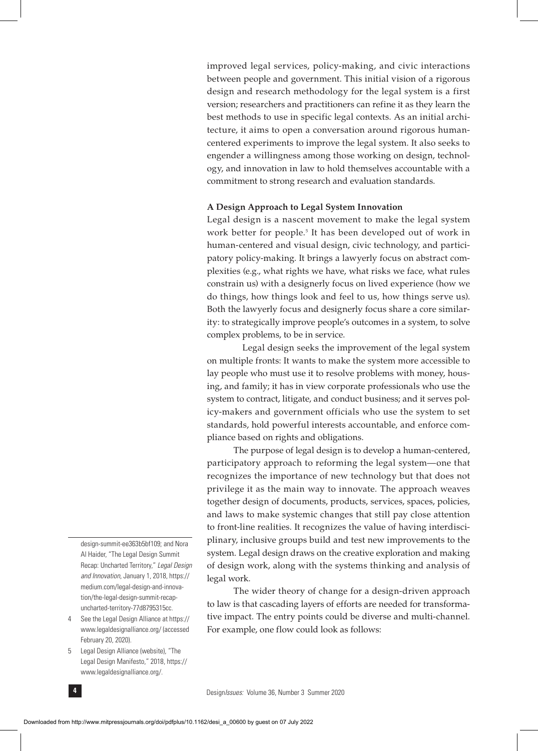improved legal services, policy-making, and civic interactions between people and government. This initial vision of a rigorous design and research methodology for the legal system is a first version; researchers and practitioners can refine it as they learn the best methods to use in specific legal contexts. As an initial architecture, it aims to open a conversation around rigorous human-centered experiments to improve the legal system. It also seeks to engender a willingness among those working on design, technology, and innovation in law to hold themselves accountable with a commitment to strong research and evaluation standards.

### A Design Approach to Legal System Innovation

Legal design is a nascent movement to make the legal system work better for people.[5] It has been developed out of work in human-centered and visual design, civic technology, and participatory policy-making. It brings a lawyerly focus on abstract complexities (e.g., what rights we have, what risks we face, what rules constrain us) with a designerly focus on lived experience (how we do things, how things look and feel to us, how things serve us). Both the lawyerly focus and designerly focus share a core similarity: to strategically improve people's outcomes in a system, to solve complex problems, to be in service.

Legal design seeks the improvement of the legal system on multiple fronts: It wants to make the system more accessible to lay people who must use it to resolve problems with money, housing, and family; it has in view corporate professionals who use the system to contract, litigate, and conduct business; and it serves policy-makers and government officials who use the system to set standards, hold powerful interests accountable, and enforce compliance based on rights and obligations.

The purpose of legal design is to develop a human-centered, participatory approach to reforming the legal system—one that recognizes the importance of new technology but that does not privilege it as the main way to innovate. The approach weaves together design of documents, products, services, spaces, policies, and laws to make systemic changes that still pay close attention to front-line realities. It recognizes the value of having interdisciplinary, inclusive groups build and test new improvements to the system. Legal design draws on the creative exploration and making of design work, along with the systems thinking and analysis of legal work.

The wider theory of change for a design-driven approach to law is that cascading layers of efforts are needed for transformative impact. The entry points could be diverse and multi-channel. For example, one flow could look as follows:

---

design-summit-ee363b5bf109; and Nora Al Haider, "The Legal Design Summit Recap: Uncharted Territory," *Legal Design and Innovation*, January 1, 2018, https://medium.com/legal-design-and-innovation/the-legal-design-summit-recap-uncharted-territory-77d8795315cc.

4 See the Legal Design Alliance at https://www.legaldesignalliance.org/ (accessed February 20, 2020).

5 Legal Design Alliance (website), "The Legal Design Manifesto," 2018, https://www.legaldesignalliance.org/.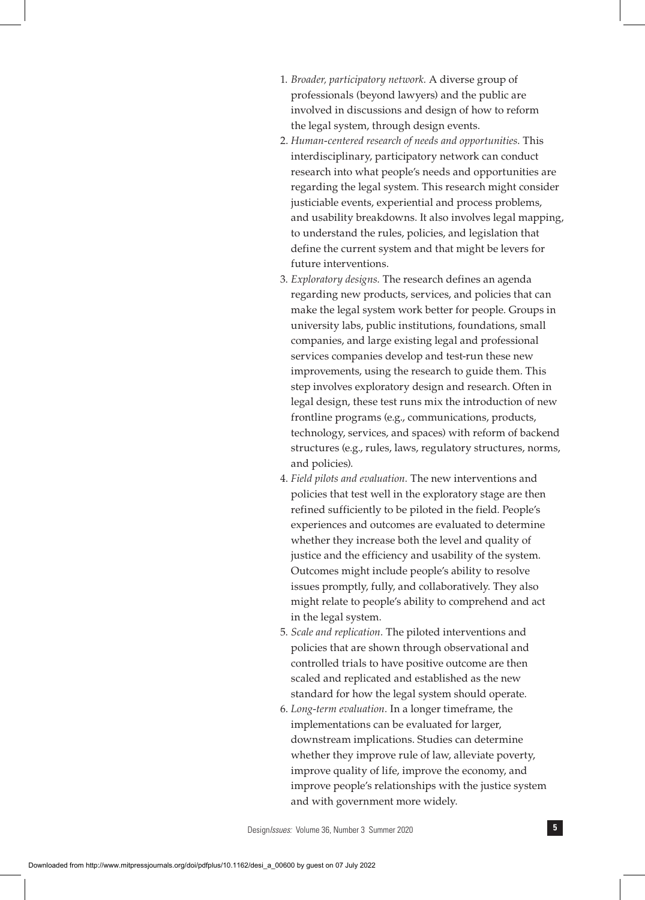1. *Broader, participatory network.* A diverse group of professionals (beyond lawyers) and the public are involved in discussions and design of how to reform the legal system, through design events.
2. *Human-centered research of needs and opportunities.* This interdisciplinary, participatory network can conduct research into what people's needs and opportunities are regarding the legal system. This research might consider justiciable events, experiential and process problems, and usability breakdowns. It also involves legal mapping, to understand the rules, policies, and legislation that define the current system and that might be levers for future interventions.
3. *Exploratory designs.* The research defines an agenda regarding new products, services, and policies that can make the legal system work better for people. Groups in university labs, public institutions, foundations, small companies, and large existing legal and professional services companies develop and test-run these new improvements, using the research to guide them. This step involves exploratory design and research. Often in legal design, these test runs mix the introduction of new frontline programs (e.g., communications, products, technology, services, and spaces) with reform of backend structures (e.g., rules, laws, regulatory structures, norms, and policies).
4. *Field pilots and evaluation.* The new interventions and policies that test well in the exploratory stage are then refined sufficiently to be piloted in the field. People's experiences and outcomes are evaluated to determine whether they increase both the level and quality of justice and the efficiency and usability of the system. Outcomes might include people's ability to resolve issues promptly, fully, and collaboratively. They also might relate to people's ability to comprehend and act in the legal system.
5. *Scale and replication.* The piloted interventions and policies that are shown through observational and controlled trials to have positive outcome are then scaled and replicated and established as the new standard for how the legal system should operate.
6. *Long-term evaluation.* In a longer timeframe, the implementations can be evaluated for larger, downstream implications. Studies can determine whether they improve rule of law, alleviate poverty, improve quality of life, improve the economy, and improve people's relationships with the justice system and with government more widely.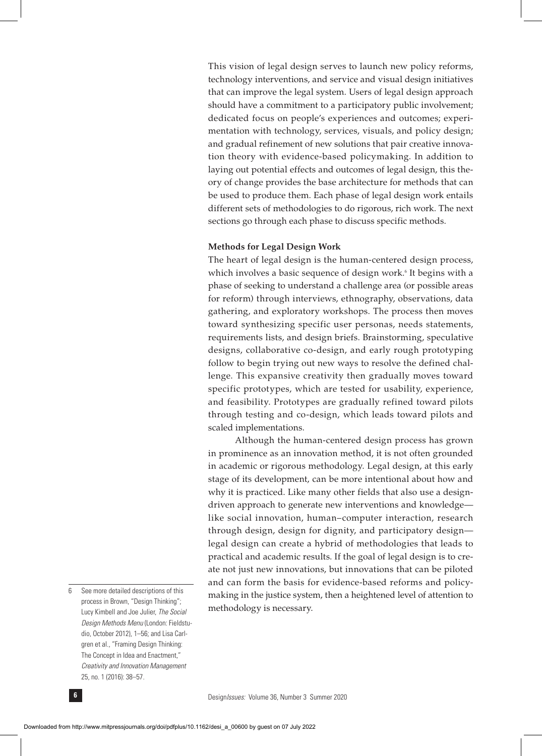This vision of legal design serves to launch new policy reforms, technology interventions, and service and visual design initiatives that can improve the legal system. Users of legal design approach should have a commitment to a participatory public involvement; dedicated focus on people's experiences and outcomes; experimentation with technology, services, visuals, and policy design; and gradual refinement of new solutions that pair creative innovation theory with evidence-based policymaking. In addition to laying out potential effects and outcomes of legal design, this theory of change provides the base architecture for methods that can be used to produce them. Each phase of legal design work entails different sets of methodologies to do rigorous, rich work. The next sections go through each phase to discuss specific methods.

**Methods for Legal Design Work**

The heart of legal design is the human-centered design process, which involves a basic sequence of design work.[6] It begins with a phase of seeking to understand a challenge area (or possible areas for reform) through interviews, ethnography, observations, data gathering, and exploratory workshops. The process then moves toward synthesizing specific user personas, needs statements, requirements lists, and design briefs. Brainstorming, speculative designs, collaborative co-design, and early rough prototyping follow to begin trying out new ways to resolve the defined challenge. This expansive creativity then gradually moves toward specific prototypes, which are tested for usability, experience, and feasibility. Prototypes are gradually refined toward pilots through testing and co-design, which leads toward pilots and scaled implementations.

Although the human-centered design process has grown in prominence as an innovation method, it is not often grounded in academic or rigorous methodology. Legal design, at this early stage of its development, can be more intentional about how and why it is practiced. Like many other fields that also use a design-driven approach to generate new interventions and knowledge—like social innovation, human–computer interaction, research through design, design for dignity, and participatory design—legal design can create a hybrid of methodologies that leads to practical and academic results. If the goal of legal design is to create not just new innovations, but innovations that can be piloted and can form the basis for evidence-based reforms and policymaking in the justice system, then a heightened level of attention to methodology is necessary.

6 See more detailed descriptions of this process in Brown, "Design Thinking"; Lucy Kimbell and Joe Julier, *The Social Design Methods Menu* (London: Fieldstudio, October 2012), 1–56; and Lisa Carlgren et al., "Framing Design Thinking: The Concept in Idea and Enactment," *Creativity and Innovation Management* 25, no. 1 (2016): 38–57.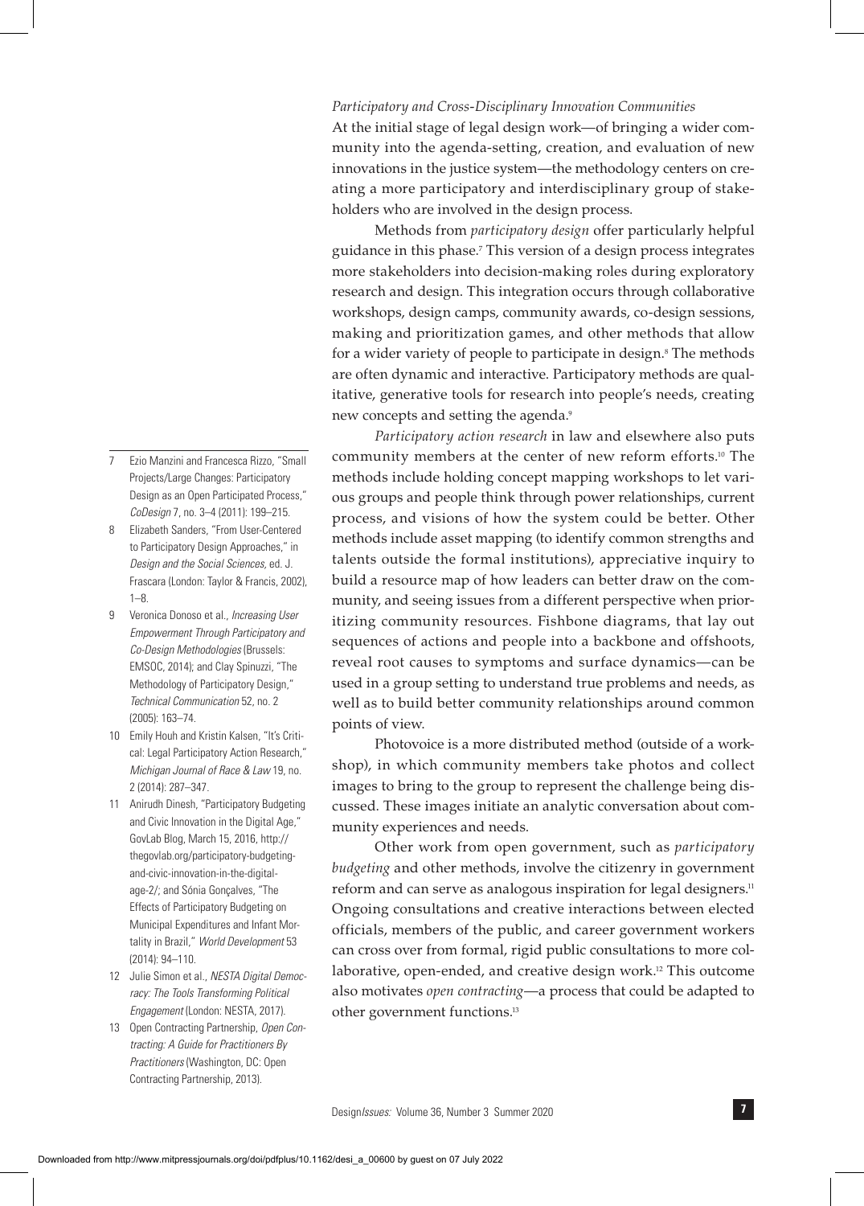*Participatory and Cross-Disciplinary Innovation Communities*

At the initial stage of legal design work—of bringing a wider community into the agenda-setting, creation, and evaluation of new innovations in the justice system—the methodology centers on creating a more participatory and interdisciplinary group of stakeholders who are involved in the design process.

Methods from *participatory design* offer particularly helpful guidance in this phase.[7] This version of a design process integrates more stakeholders into decision-making roles during exploratory research and design. This integration occurs through collaborative workshops, design camps, community awards, co-design sessions, making and prioritization games, and other methods that allow for a wider variety of people to participate in design.[8] The methods are often dynamic and interactive. Participatory methods are qualitative, generative tools for research into people's needs, creating new concepts and setting the agenda.[9]

*Participatory action research* in law and elsewhere also puts community members at the center of new reform efforts.[10] The methods include holding concept mapping workshops to let various groups and people think through power relationships, current process, and visions of how the system could be better. Other methods include asset mapping (to identify common strengths and talents outside the formal institutions), appreciative inquiry to build a resource map of how leaders can better draw on the community, and seeing issues from a different perspective when prioritizing community resources. Fishbone diagrams, that lay out sequences of actions and people into a backbone and offshoots, reveal root causes to symptoms and surface dynamics—can be used in a group setting to understand true problems and needs, as well as to build better community relationships around common points of view.

Photovoice is a more distributed method (outside of a workshop), in which community members take photos and collect images to bring to the group to represent the challenge being discussed. These images initiate an analytic conversation about community experiences and needs.

Other work from open government, such as *participatory budgeting* and other methods, involve the citizenry in government reform and can serve as analogous inspiration for legal designers.[11] Ongoing consultations and creative interactions between elected officials, members of the public, and career government workers can cross over from formal, rigid public consultations to more collaborative, open-ended, and creative design work.[12] This outcome also motivates *open contracting*—a process that could be adapted to other government functions.[13]

---

7 Ezio Manzini and Francesca Rizzo, "Small Projects/Large Changes: Participatory Design as an Open Participated Process," *CoDesign* 7, no. 3–4 (2011): 199–215.

8 Elizabeth Sanders, "From User-Centered to Participatory Design Approaches," in *Design and the Social Sciences,* ed. J. Frascara (London: Taylor & Francis, 2002), 1–8.

9 Veronica Donoso et al., *Increasing User Empowerment Through Participatory and Co-Design Methodologies* (Brussels: EMSOC, 2014); and Clay Spinuzzi, "The Methodology of Participatory Design," *Technical Communication* 52, no. 2 (2005): 163–74.

10 Emily Houh and Kristin Kalsen, "It's Critical: Legal Participatory Action Research," *Michigan Journal of Race & Law* 19, no. 2 (2014): 287–347.

11 Anirudh Dinesh, "Participatory Budgeting and Civic Innovation in the Digital Age," GovLab Blog, March 15, 2016, http://thegovlab.org/participatory-budgeting-and-civic-innovation-in-the-digital-age-2/; and Sónia Gonçalves, "The Effects of Participatory Budgeting on Municipal Expenditures and Infant Mortality in Brazil," *World Development* 53 (2014): 94–110.

12 Julie Simon et al., *NESTA Digital Democracy: The Tools Transforming Political Engagement* (London: NESTA, 2017).

13 Open Contracting Partnership, *Open Contracting: A Guide for Practitioners By Practitioners* (Washington, DC: Open Contracting Partnership, 2013).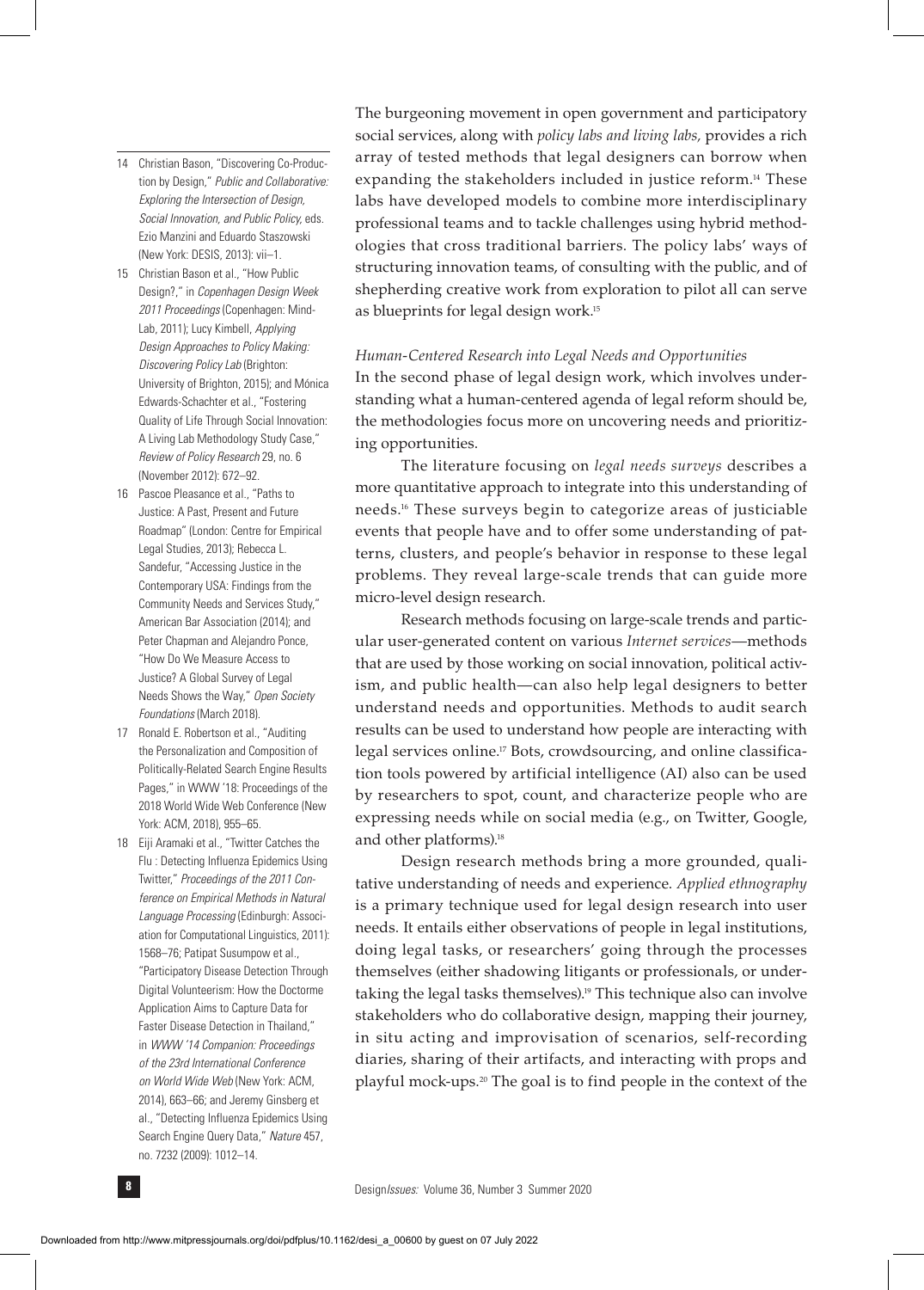The burgeoning movement in open government and participatory social services, along with *policy labs and living labs,* provides a rich array of tested methods that legal designers can borrow when expanding the stakeholders included in justice reform.[14] These labs have developed models to combine more interdisciplinary professional teams and to tackle challenges using hybrid methodologies that cross traditional barriers. The policy labs' ways of structuring innovation teams, of consulting with the public, and of shepherding creative work from exploration to pilot all can serve as blueprints for legal design work.[15]

### *Human-Centered Research into Legal Needs and Opportunities*

In the second phase of legal design work, which involves understanding what a human-centered agenda of legal reform should be, the methodologies focus more on uncovering needs and prioritizing opportunities.

The literature focusing on *legal needs surveys* describes a more quantitative approach to integrate into this understanding of needs.[16] These surveys begin to categorize areas of justiciable events that people have and to offer some understanding of patterns, clusters, and people's behavior in response to these legal problems. They reveal large-scale trends that can guide more micro-level design research.

Research methods focusing on large-scale trends and particular user-generated content on various *Internet services*—methods that are used by those working on social innovation, political activism, and public health—can also help legal designers to better understand needs and opportunities. Methods to audit search results can be used to understand how people are interacting with legal services online.[17] Bots, crowdsourcing, and online classification tools powered by artificial intelligence (AI) also can be used by researchers to spot, count, and characterize people who are expressing needs while on social media (e.g., on Twitter, Google, and other platforms).[18]

Design research methods bring a more grounded, qualitative understanding of needs and experience. *Applied ethnography* is a primary technique used for legal design research into user needs. It entails either observations of people in legal institutions, doing legal tasks, or researchers' going through the processes themselves (either shadowing litigants or professionals, or undertaking the legal tasks themselves).[19] This technique also can involve stakeholders who do collaborative design, mapping their journey, in situ acting and improvisation of scenarios, self-recording diaries, sharing of their artifacts, and interacting with props and playful mock-ups.[20] The goal is to find people in the context of the

---

14 Christian Bason, "Discovering Co-Production by Design," *Public and Collaborative: Exploring the Intersection of Design, Social Innovation, and Public Policy,* eds. Ezio Manzini and Eduardo Staszowski (New York: DESIS, 2013): vii–1.

15 Christian Bason et al., "How Public Design?," in *Copenhagen Design Week 2011 Proceedings* (Copenhagen: MindLab, 2011); Lucy Kimbell, *Applying Design Approaches to Policy Making: Discovering Policy Lab* (Brighton: University of Brighton, 2015); and Mónica Edwards-Schachter et al., "Fostering Quality of Life Through Social Innovation: A Living Lab Methodology Study Case," *Review of Policy Research* 29, no. 6 (November 2012): 672–92.

16 Pascoe Pleasance et al., "Paths to Justice: A Past, Present and Future Roadmap" (London: Centre for Empirical Legal Studies, 2013); Rebecca L. Sandefur, "Accessing Justice in the Contemporary USA: Findings from the Community Needs and Services Study," American Bar Association (2014); and Peter Chapman and Alejandro Ponce, "How Do We Measure Access to Justice? A Global Survey of Legal Needs Shows the Way," *Open Society Foundations* (March 2018).

17 Ronald E. Robertson et al., "Auditing the Personalization and Composition of Politically-Related Search Engine Results Pages," in WWW '18: Proceedings of the 2018 World Wide Web Conference (New York: ACM, 2018), 955–65.

18 Eiji Aramaki et al., "Twitter Catches the Flu : Detecting Influenza Epidemics Using Twitter," *Proceedings of the 2011 Conference on Empirical Methods in Natural Language Processing* (Edinburgh: Association for Computational Linguistics, 2011): 1568–76; Patipat Susumpow et al., "Participatory Disease Detection Through Digital Volunteerism: How the Doctorme Application Aims to Capture Data for Faster Disease Detection in Thailand," in *WWW '14 Companion: Proceedings of the 23rd International Conference on World Wide Web* (New York: ACM, 2014), 663–66; and Jeremy Ginsberg et al., "Detecting Influenza Epidemics Using Search Engine Query Data," *Nature* 457, no. 7232 (2009): 1012–14.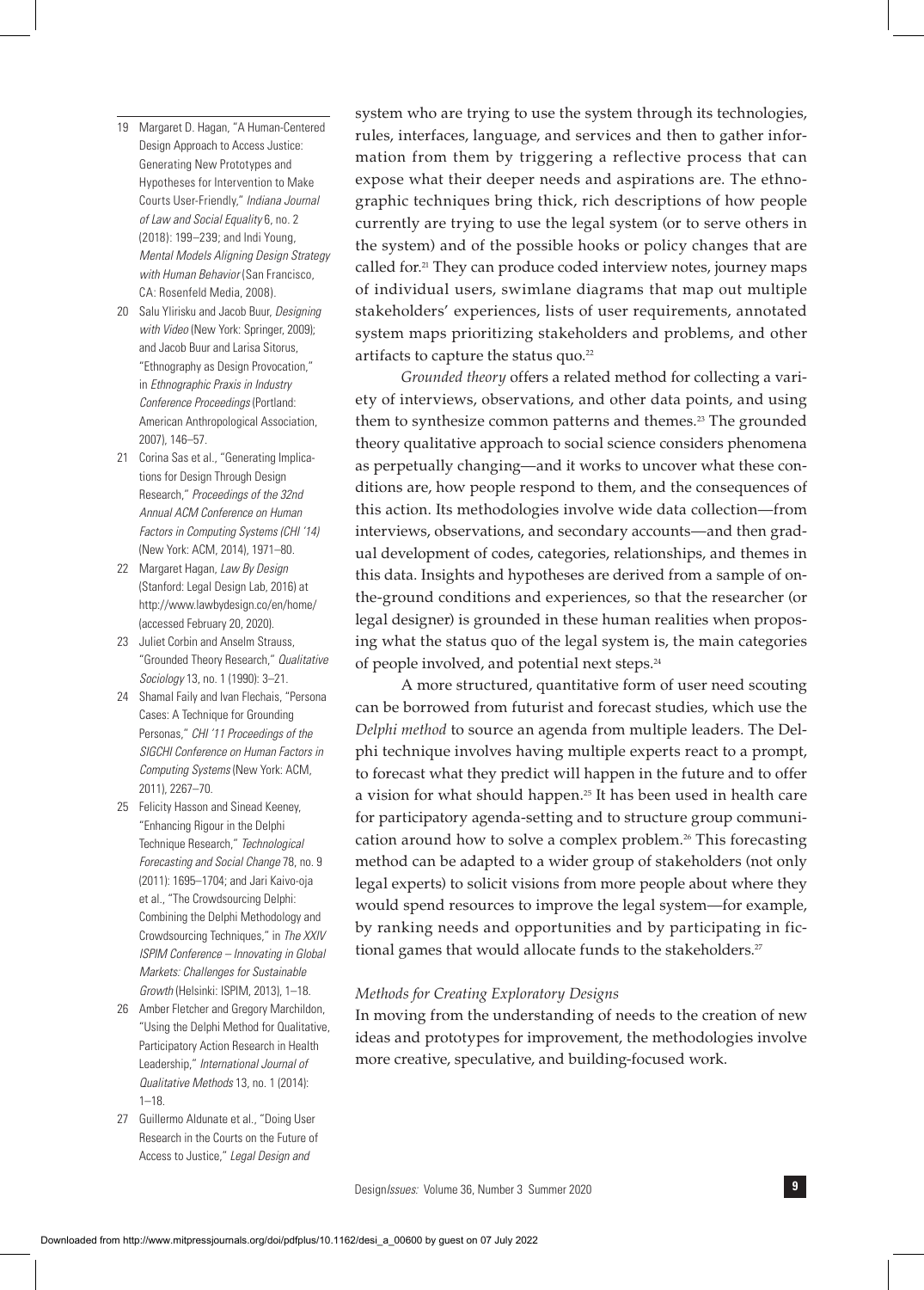system who are trying to use the system through its technologies, rules, interfaces, language, and services and then to gather information from them by triggering a reflective process that can expose what their deeper needs and aspirations are. The ethnographic techniques bring thick, rich descriptions of how people currently are trying to use the legal system (or to serve others in the system) and of the possible hooks or policy changes that are called for.[21] They can produce coded interview notes, journey maps of individual users, swimlane diagrams that map out multiple stakeholders' experiences, lists of user requirements, annotated system maps prioritizing stakeholders and problems, and other artifacts to capture the status quo.[22]

*Grounded theory* offers a related method for collecting a variety of interviews, observations, and other data points, and using them to synthesize common patterns and themes.[23] The grounded theory qualitative approach to social science considers phenomena as perpetually changing—and it works to uncover what these conditions are, how people respond to them, and the consequences of this action. Its methodologies involve wide data collection—from interviews, observations, and secondary accounts—and then gradual development of codes, categories, relationships, and themes in this data. Insights and hypotheses are derived from a sample of on-the-ground conditions and experiences, so that the researcher (or legal designer) is grounded in these human realities when proposing what the status quo of the legal system is, the main categories of people involved, and potential next steps.[24]

A more structured, quantitative form of user need scouting can be borrowed from futurist and forecast studies, which use the *Delphi method* to source an agenda from multiple leaders. The Delphi technique involves having multiple experts react to a prompt, to forecast what they predict will happen in the future and to offer a vision for what should happen.[25] It has been used in health care for participatory agenda-setting and to structure group communication around how to solve a complex problem.[26] This forecasting method can be adapted to a wider group of stakeholders (not only legal experts) to solicit visions from more people about where they would spend resources to improve the legal system—for example, by ranking needs and opportunities and by participating in fictional games that would allocate funds to the stakeholders.[27]

*Methods for Creating Exploratory Designs*

In moving from the understanding of needs to the creation of new ideas and prototypes for improvement, the methodologies involve more creative, speculative, and building-focused work.

---

19 Margaret D. Hagan, "A Human-Centered Design Approach to Access Justice: Generating New Prototypes and Hypotheses for Intervention to Make Courts User-Friendly," *Indiana Journal of Law and Social Equality* 6, no. 2 (2018): 199–239; and Indi Young, *Mental Models Aligning Design Strategy with Human Behavior* (San Francisco, CA: Rosenfeld Media, 2008).

20 Salu Ylirisku and Jacob Buur, *Designing with Video* (New York: Springer, 2009); and Jacob Buur and Larisa Sitorus, "Ethnography as Design Provocation," in *Ethnographic Praxis in Industry Conference Proceedings* (Portland: American Anthropological Association, 2007), 146–57.

21 Corina Sas et al., "Generating Implications for Design Through Design Research," *Proceedings of the 32nd Annual ACM Conference on Human Factors in Computing Systems (CHI '14)* (New York: ACM, 2014), 1971–80.

22 Margaret Hagan, *Law By Design* (Stanford: Legal Design Lab, 2016) at http://www.lawbydesign.co/en/home/ (accessed February 20, 2020).

23 Juliet Corbin and Anselm Strauss, "Grounded Theory Research," *Qualitative Sociology* 13, no. 1 (1990): 3–21.

24 Shamal Faily and Ivan Flechais, "Persona Cases: A Technique for Grounding Personas," *CHI '11 Proceedings of the SIGCHI Conference on Human Factors in Computing Systems* (New York: ACM, 2011), 2267–70.

25 Felicity Hasson and Sinead Keeney, "Enhancing Rigour in the Delphi Technique Research," *Technological Forecasting and Social Change* 78, no. 9 (2011): 1695–1704; and Jari Kaivo-oja et al., "The Crowdsourcing Delphi: Combining the Delphi Methodology and Crowdsourcing Techniques," in *The XXIV ISPIM Conference – Innovating in Global Markets: Challenges for Sustainable Growth* (Helsinki: ISPIM, 2013), 1–18.

26 Amber Fletcher and Gregory Marchildon, "Using the Delphi Method for Qualitative, Participatory Action Research in Health Leadership," *International Journal of Qualitative Methods* 13, no. 1 (2014): 1–18.

27 Guillermo Aldunate et al., "Doing User Research in the Courts on the Future of Access to Justice," *Legal Design and*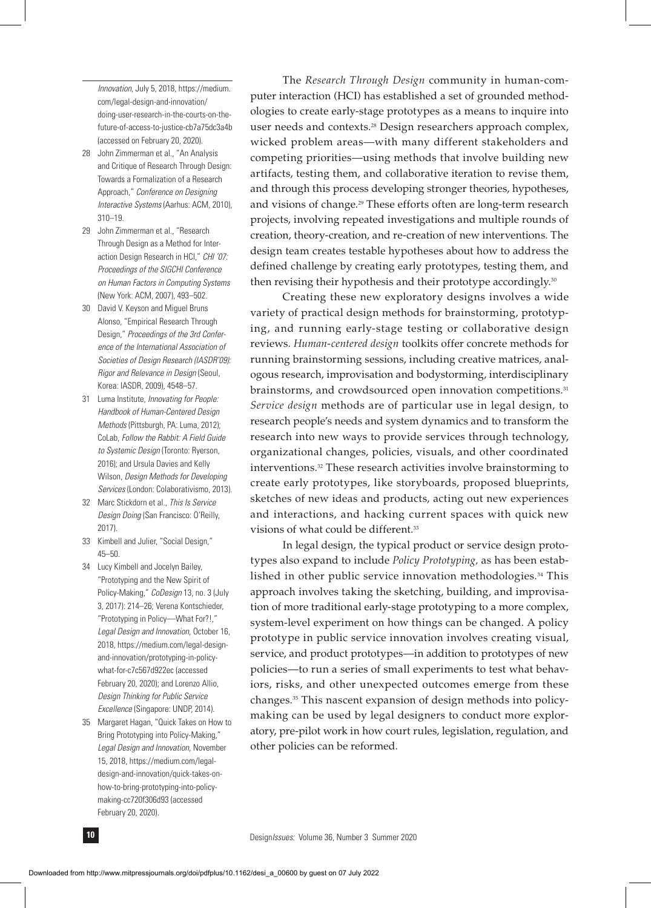The *Research Through Design* community in human-computer interaction (HCI) has established a set of grounded methodologies to create early-stage prototypes as a means to inquire into user needs and contexts.[28] Design researchers approach complex, wicked problem areas—with many different stakeholders and competing priorities—using methods that involve building new artifacts, testing them, and collaborative iteration to revise them, and through this process developing stronger theories, hypotheses, and visions of change.[29] These efforts often are long-term research projects, involving repeated investigations and multiple rounds of creation, theory-creation, and re-creation of new interventions. The design team creates testable hypotheses about how to address the defined challenge by creating early prototypes, testing them, and then revising their hypothesis and their prototype accordingly.[30]

Creating these new exploratory designs involves a wide variety of practical design methods for brainstorming, prototyping, and running early-stage testing or collaborative design reviews. *Human-centered design* toolkits offer concrete methods for running brainstorming sessions, including creative matrices, analogous research, improvisation and bodystorming, interdisciplinary brainstorms, and crowdsourced open innovation competitions.[31] *Service design* methods are of particular use in legal design, to research people's needs and system dynamics and to transform the research into new ways to provide services through technology, organizational changes, policies, visuals, and other coordinated interventions.[32] These research activities involve brainstorming to create early prototypes, like storyboards, proposed blueprints, sketches of new ideas and products, acting out new experiences and interactions, and hacking current spaces with quick new visions of what could be different.[33]

In legal design, the typical product or service design prototypes also expand to include *Policy Prototyping*, as has been established in other public service innovation methodologies.[34] This approach involves taking the sketching, building, and improvisation of more traditional early-stage prototyping to a more complex, system-level experiment on how things can be changed. A policy prototype in public service innovation involves creating visual, service, and product prototypes—in addition to prototypes of new policies—to run a series of small experiments to test what behaviors, risks, and other unexpected outcomes emerge from these changes.[35] This nascent expansion of design methods into policy-making can be used by legal designers to conduct more exploratory, pre-pilot work in how court rules, legislation, regulation, and other policies can be reformed.

---

*Innovation*, July 5, 2018, https://medium.com/legal-design-and-innovation/doing-user-research-in-the-courts-on-the-future-of-access-to-justice-cb7a75dc3a4b (accessed on February 20, 2020).

28 John Zimmerman et al., "An Analysis and Critique of Research Through Design: Towards a Formalization of a Research Approach," *Conference on Designing Interactive Systems* (Aarhus: ACM, 2010), 310–19.

29 John Zimmerman et al., "Research Through Design as a Method for Interaction Design Research in HCI," *CHI '07: Proceedings of the SIGCHI Conference on Human Factors in Computing Systems* (New York: ACM, 2007), 493–502.

30 David V. Keyson and Miguel Bruns Alonso, "Empirical Research Through Design," *Proceedings of the 3rd Conference of the International Association of Societies of Design Research (IASDR'09): Rigor and Relevance in Design* (Seoul, Korea: IASDR, 2009), 4548–57.

31 Luma Institute, *Innovating for People: Handbook of Human-Centered Design Methods* (Pittsburgh, PA: Luma, 2012); CoLab, *Follow the Rabbit: A Field Guide to Systemic Design* (Toronto: Ryerson, 2016); and Ursula Davies and Kelly Wilson, *Design Methods for Developing Services* (London: Colaborativismo, 2013).

32 Marc Stickdorn et al., *This Is Service Design Doing* (San Francisco: O'Reilly, 2017).

33 Kimbell and Julier, "Social Design," 45–50.

34 Lucy Kimbell and Jocelyn Bailey, "Prototyping and the New Spirit of Policy-Making," *CoDesign* 13, no. 3 (July 3, 2017): 214–26; Verena Kontschieder, "Prototyping in Policy—What For?!," *Legal Design and Innovation*, October 16, 2018, https://medium.com/legal-design-and-innovation/prototyping-in-policy-what-for-c7c567d922ec (accessed February 20, 2020); and Lorenzo Allio, *Design Thinking for Public Service Excellence* (Singapore: UNDP, 2014).

35 Margaret Hagan, "Quick Takes on How to Bring Prototyping into Policy-Making," *Legal Design and Innovation*, November 15, 2018, https://medium.com/legal-design-and-innovation/quick-takes-on-how-to-bring-prototyping-into-policy-making-cc720f306d93 (accessed February 20, 2020).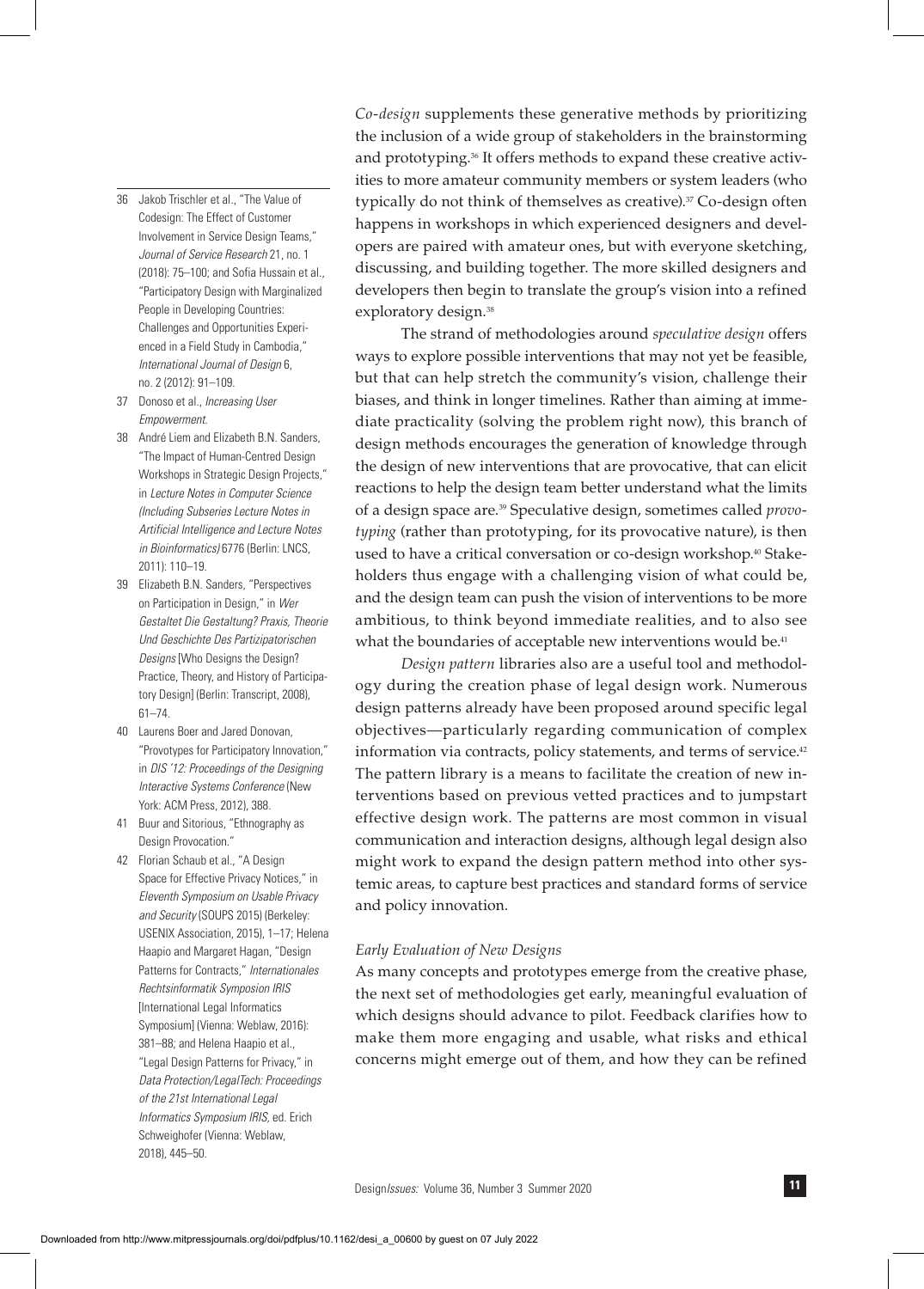*Co-design* supplements these generative methods by prioritizing the inclusion of a wide group of stakeholders in the brainstorming and prototyping.[36] It offers methods to expand these creative activities to more amateur community members or system leaders (who typically do not think of themselves as creative).[37] Co-design often happens in workshops in which experienced designers and developers are paired with amateur ones, but with everyone sketching, discussing, and building together. The more skilled designers and developers then begin to translate the group's vision into a refined exploratory design.[38]

The strand of methodologies around *speculative design* offers ways to explore possible interventions that may not yet be feasible, but that can help stretch the community's vision, challenge their biases, and think in longer timelines. Rather than aiming at immediate practicality (solving the problem right now), this branch of design methods encourages the generation of knowledge through the design of new interventions that are provocative, that can elicit reactions to help the design team better understand what the limits of a design space are.[39] Speculative design, sometimes called *provotyping* (rather than prototyping, for its provocative nature), is then used to have a critical conversation or co-design workshop.[40] Stakeholders thus engage with a challenging vision of what could be, and the design team can push the vision of interventions to be more ambitious, to think beyond immediate realities, and to also see what the boundaries of acceptable new interventions would be.[41]

*Design pattern* libraries also are a useful tool and methodology during the creation phase of legal design work. Numerous design patterns already have been proposed around specific legal objectives—particularly regarding communication of complex information via contracts, policy statements, and terms of service.[42] The pattern library is a means to facilitate the creation of new interventions based on previous vetted practices and to jumpstart effective design work. The patterns are most common in visual communication and interaction designs, although legal design also might work to expand the design pattern method into other systemic areas, to capture best practices and standard forms of service and policy innovation.

*Early Evaluation of New Designs*

As many concepts and prototypes emerge from the creative phase, the next set of methodologies get early, meaningful evaluation of which designs should advance to pilot. Feedback clarifies how to make them more engaging and usable, what risks and ethical concerns might emerge out of them, and how they can be refined

---

36 Jakob Trischler et al., "The Value of Codesign: The Effect of Customer Involvement in Service Design Teams," *Journal of Service Research* 21, no. 1 (2018): 75–100; and Sofia Hussain et al., "Participatory Design with Marginalized People in Developing Countries: Challenges and Opportunities Experienced in a Field Study in Cambodia," *International Journal of Design* 6, no. 2 (2012): 91–109.

37 Donoso et al., *Increasing User Empowerment.*

38 André Liem and Elizabeth B.N. Sanders, "The Impact of Human-Centred Design Workshops in Strategic Design Projects," in *Lecture Notes in Computer Science (Including Subseries Lecture Notes in Artificial Intelligence and Lecture Notes in Bioinformatics)* 6776 (Berlin: LNCS, 2011): 110–19.

39 Elizabeth B.N. Sanders, "Perspectives on Participation in Design," in *Wer Gestaltet Die Gestaltung? Praxis, Theorie Und Geschichte Des Partizipatorischen Designs* [Who Designs the Design? Practice, Theory, and History of Participatory Design] (Berlin: Transcript, 2008), 61–74.

40 Laurens Boer and Jared Donovan, "Provotypes for Participatory Innovation," in *DIS '12: Proceedings of the Designing Interactive Systems Conference* (New York: ACM Press, 2012), 388.

41 Buur and Sitorious, "Ethnography as Design Provocation."

42 Florian Schaub et al., "A Design Space for Effective Privacy Notices," in *Eleventh Symposium on Usable Privacy and Security* (SOUPS 2015) (Berkeley: USENIX Association, 2015), 1–17; Helena Haapio and Margaret Hagan, "Design Patterns for Contracts," *Internationales Rechtsinformatik Symposion IRIS* [International Legal Informatics Symposium] (Vienna: Weblaw, 2016): 381–88; and Helena Haapio et al., "Legal Design Patterns for Privacy," in *Data Protection/LegalTech: Proceedings of the 21st International Legal Informatics Symposium IRIS*, ed. Erich Schweighofer (Vienna: Weblaw, 2018), 445–50.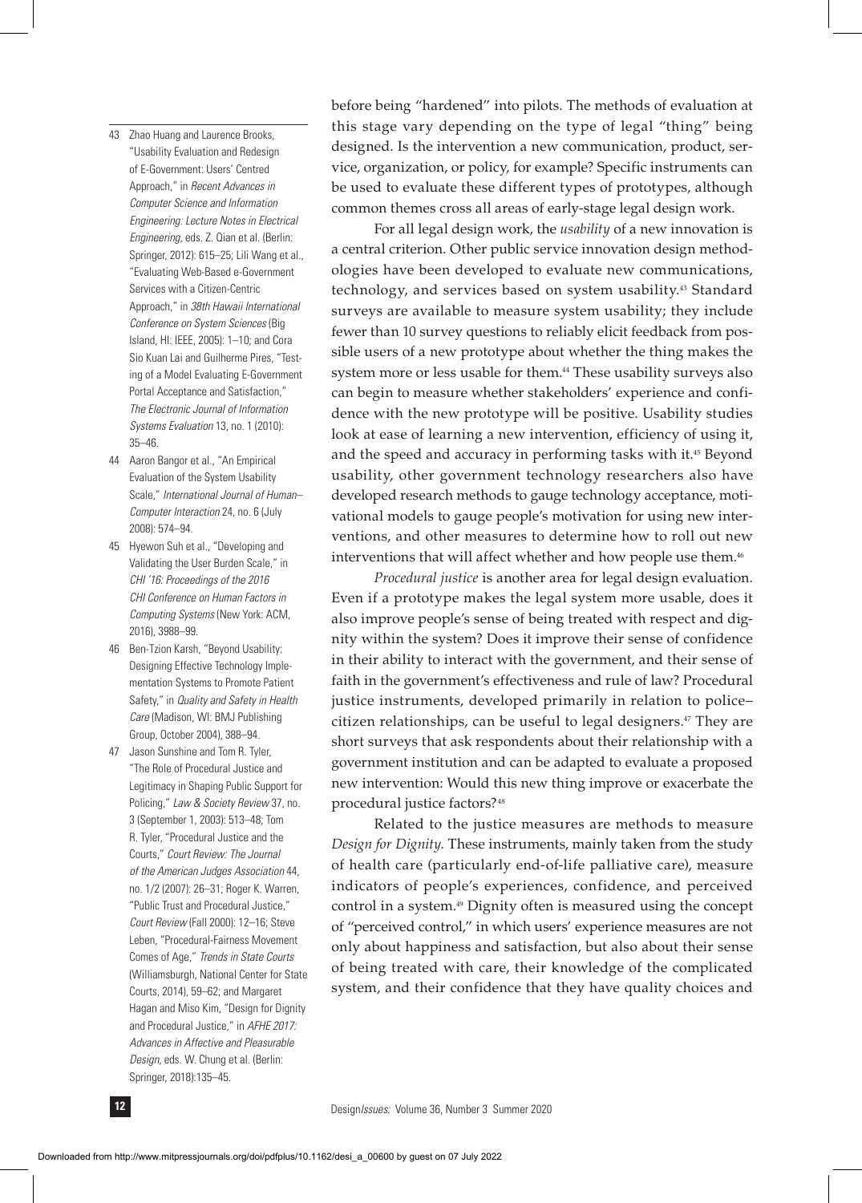before being "hardened" into pilots. The methods of evaluation at this stage vary depending on the type of legal "thing" being designed. Is the intervention a new communication, product, service, organization, or policy, for example? Specific instruments can be used to evaluate these different types of prototypes, although common themes cross all areas of early-stage legal design work.

For all legal design work, the *usability* of a new innovation is a central criterion. Other public service innovation design methodologies have been developed to evaluate new communications, technology, and services based on system usability.[43] Standard surveys are available to measure system usability; they include fewer than 10 survey questions to reliably elicit feedback from possible users of a new prototype about whether the thing makes the system more or less usable for them.[44] These usability surveys also can begin to measure whether stakeholders' experience and confidence with the new prototype will be positive. Usability studies look at ease of learning a new intervention, efficiency of using it, and the speed and accuracy in performing tasks with it.[45] Beyond usability, other government technology researchers also have developed research methods to gauge technology acceptance, motivational models to gauge people's motivation for using new interventions, and other measures to determine how to roll out new interventions that will affect whether and how people use them.[46]

*Procedural justice* is another area for legal design evaluation. Even if a prototype makes the legal system more usable, does it also improve people's sense of being treated with respect and dignity within the system? Does it improve their sense of confidence in their ability to interact with the government, and their sense of faith in the government's effectiveness and rule of law? Procedural justice instruments, developed primarily in relation to police–citizen relationships, can be useful to legal designers.[47] They are short surveys that ask respondents about their relationship with a government institution and can be adapted to evaluate a proposed new intervention: Would this new thing improve or exacerbate the procedural justice factors?[48]

Related to the justice measures are methods to measure *Design for Dignity.* These instruments, mainly taken from the study of health care (particularly end-of-life palliative care), measure indicators of people's experiences, confidence, and perceived control in a system.[49] Dignity often is measured using the concept of "perceived control," in which users' experience measures are not only about happiness and satisfaction, but also about their sense of being treated with care, their knowledge of the complicated system, and their confidence that they have quality choices and

---

43 Zhao Huang and Laurence Brooks, "Usability Evaluation and Redesign of E-Government: Users' Centred Approach," in *Recent Advances in Computer Science and Information Engineering: Lecture Notes in Electrical Engineering*, eds. Z. Qian et al. (Berlin: Springer, 2012): 615–25; Lili Wang et al., "Evaluating Web-Based e-Government Services with a Citizen-Centric Approach," in *38th Hawaii International Conference on System Sciences* (Big Island, HI: IEEE, 2005): 1–10; and Cora Sio Kuan Lai and Guilherme Pires, "Testing of a Model Evaluating E-Government Portal Acceptance and Satisfaction," *The Electronic Journal of Information Systems Evaluation* 13, no. 1 (2010): 35–46.

44 Aaron Bangor et al., "An Empirical Evaluation of the System Usability Scale," *International Journal of Human–Computer Interaction* 24, no. 6 (July 2008): 574–94.

45 Hyewon Suh et al., "Developing and Validating the User Burden Scale," in *CHI '16: Proceedings of the 2016 CHI Conference on Human Factors in Computing Systems* (New York: ACM, 2016), 3988–99.

46 Ben-Tzion Karsh, "Beyond Usability: Designing Effective Technology Implementation Systems to Promote Patient Safety," in *Quality and Safety in Health Care* (Madison, WI: BMJ Publishing Group, October 2004), 388–94.

47 Jason Sunshine and Tom R. Tyler, "The Role of Procedural Justice and Legitimacy in Shaping Public Support for Policing," *Law & Society Review* 37, no. 3 (September 1, 2003): 513–48; Tom R. Tyler, "Procedural Justice and the Courts," *Court Review: The Journal of the American Judges Association* 44, no. 1/2 (2007): 26–31; Roger K. Warren, "Public Trust and Procedural Justice," *Court Review* (Fall 2000): 12–16; Steve Leben, "Procedural-Fairness Movement Comes of Age," *Trends in State Courts* (Williamsburgh, National Center for State Courts, 2014), 59–62; and Margaret Hagan and Miso Kim, "Design for Dignity and Procedural Justice," in *AFHE 2017: Advances in Affective and Pleasurable Design*, eds. W. Chung et al. (Berlin: Springer, 2018):135–45.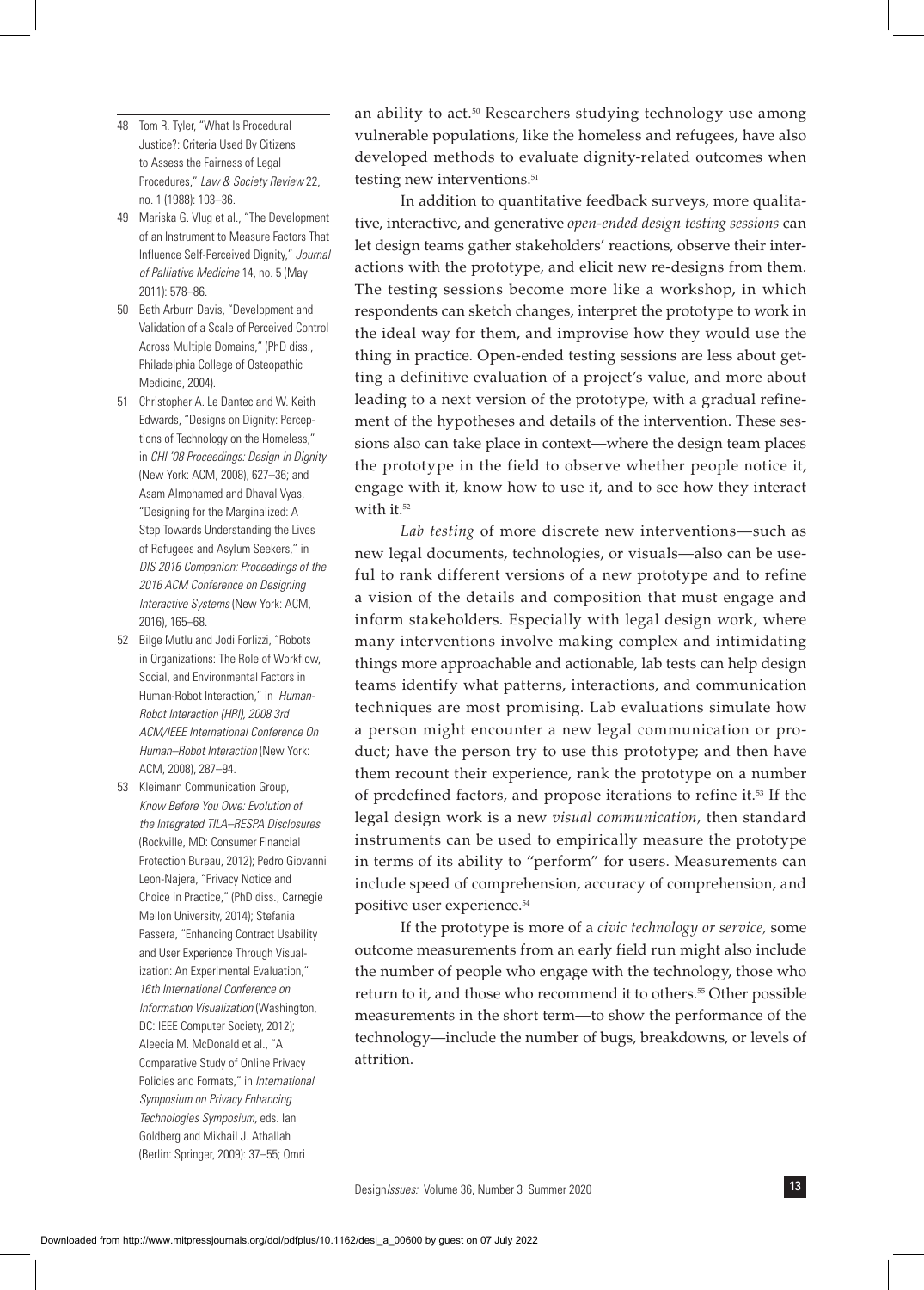an ability to act.[50] Researchers studying technology use among vulnerable populations, like the homeless and refugees, have also developed methods to evaluate dignity-related outcomes when testing new interventions.[51]

In addition to quantitative feedback surveys, more qualitative, interactive, and generative *open-ended design testing sessions* can let design teams gather stakeholders' reactions, observe their interactions with the prototype, and elicit new re-designs from them. The testing sessions become more like a workshop, in which respondents can sketch changes, interpret the prototype to work in the ideal way for them, and improvise how they would use the thing in practice. Open-ended testing sessions are less about getting a definitive evaluation of a project's value, and more about leading to a next version of the prototype, with a gradual refinement of the hypotheses and details of the intervention. These sessions also can take place in context—where the design team places the prototype in the field to observe whether people notice it, engage with it, know how to use it, and to see how they interact with it.[52]

*Lab testing* of more discrete new interventions—such as new legal documents, technologies, or visuals—also can be useful to rank different versions of a new prototype and to refine a vision of the details and composition that must engage and inform stakeholders. Especially with legal design work, where many interventions involve making complex and intimidating things more approachable and actionable, lab tests can help design teams identify what patterns, interactions, and communication techniques are most promising. Lab evaluations simulate how a person might encounter a new legal communication or product; have the person try to use this prototype; and then have them recount their experience, rank the prototype on a number of predefined factors, and propose iterations to refine it.[53] If the legal design work is a new *visual communication,* then standard instruments can be used to empirically measure the prototype in terms of its ability to "perform" for users. Measurements can include speed of comprehension, accuracy of comprehension, and positive user experience.[54]

If the prototype is more of a *civic technology or service,* some outcome measurements from an early field run might also include the number of people who engage with the technology, those who return to it, and those who recommend it to others.[55] Other possible measurements in the short term—to show the performance of the technology—include the number of bugs, breakdowns, or levels of attrition.

---

48 Tom R. Tyler, "What Is Procedural Justice?: Criteria Used By Citizens to Assess the Fairness of Legal Procedures," *Law & Society Review* 22, no. 1 (1988): 103–36.

49 Mariska G. Vlug et al., "The Development of an Instrument to Measure Factors That Influence Self-Perceived Dignity," *Journal of Palliative Medicine* 14, no. 5 (May 2011): 578–86.

50 Beth Arburn Davis, "Development and Validation of a Scale of Perceived Control Across Multiple Domains," (PhD diss., Philadelphia College of Osteopathic Medicine, 2004).

51 Christopher A. Le Dantec and W. Keith Edwards, "Designs on Dignity: Perceptions of Technology on the Homeless," in *CHI '08 Proceedings: Design in Dignity* (New York: ACM, 2008), 627–36; and Asam Almohamed and Dhaval Vyas, "Designing for the Marginalized: A Step Towards Understanding the Lives of Refugees and Asylum Seekers," in *DIS 2016 Companion: Proceedings of the 2016 ACM Conference on Designing Interactive Systems* (New York: ACM, 2016), 165–68.

52 Bilge Mutlu and Jodi Forlizzi, "Robots in Organizations: The Role of Workflow, Social, and Environmental Factors in Human-Robot Interaction," in *Human-Robot Interaction (HRI), 2008 3rd ACM/IEEE International Conference On Human–Robot Interaction* (New York: ACM, 2008), 287–94.

53 Kleimann Communication Group, *Know Before You Owe: Evolution of the Integrated TILA–RESPA Disclosures* (Rockville, MD: Consumer Financial Protection Bureau, 2012); Pedro Giovanni Leon-Najera, "Privacy Notice and Choice in Practice," (PhD diss., Carnegie Mellon University, 2014); Stefania Passera, "Enhancing Contract Usability and User Experience Through Visualization: An Experimental Evaluation," *16th International Conference on Information Visualization* (Washington, DC: IEEE Computer Society, 2012); Aleecia M. McDonald et al., "A Comparative Study of Online Privacy Policies and Formats," in *International Symposium on Privacy Enhancing Technologies Symposium*, eds. Ian Goldberg and Mikhail J. Athallah (Berlin: Springer, 2009): 37–55; Omri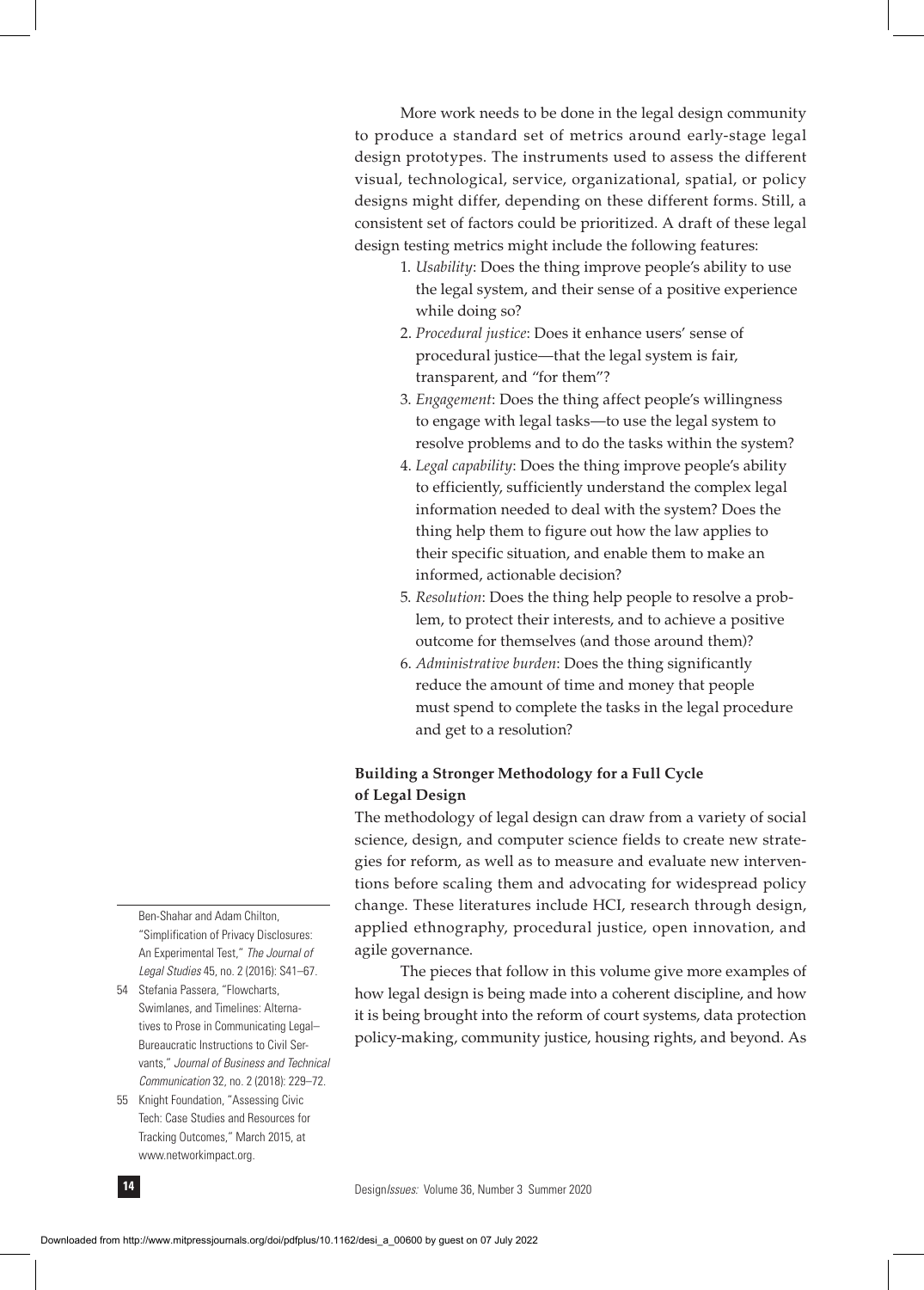More work needs to be done in the legal design community to produce a standard set of metrics around early-stage legal design prototypes. The instruments used to assess the different visual, technological, service, organizational, spatial, or policy designs might differ, depending on these different forms. Still, a consistent set of factors could be prioritized. A draft of these legal design testing metrics might include the following features:

1. *Usability*: Does the thing improve people's ability to use the legal system, and their sense of a positive experience while doing so?
2. *Procedural justice*: Does it enhance users' sense of procedural justice—that the legal system is fair, transparent, and "for them"?
3. *Engagement*: Does the thing affect people's willingness to engage with legal tasks—to use the legal system to resolve problems and to do the tasks within the system?
4. *Legal capability*: Does the thing improve people's ability to efficiently, sufficiently understand the complex legal information needed to deal with the system? Does the thing help them to figure out how the law applies to their specific situation, and enable them to make an informed, actionable decision?
5. *Resolution*: Does the thing help people to resolve a problem, to protect their interests, and to achieve a positive outcome for themselves (and those around them)?
6. *Administrative burden*: Does the thing significantly reduce the amount of time and money that people must spend to complete the tasks in the legal procedure and get to a resolution?

## Building a Stronger Methodology for a Full Cycle of Legal Design

The methodology of legal design can draw from a variety of social science, design, and computer science fields to create new strategies for reform, as well as to measure and evaluate new interventions before scaling them and advocating for widespread policy change. These literatures include HCI, research through design, applied ethnography, procedural justice, open innovation, and agile governance.

The pieces that follow in this volume give more examples of how legal design is being made into a coherent discipline, and how it is being brought into the reform of court systems, data protection policy-making, community justice, housing rights, and beyond. As

---

Ben-Shahar and Adam Chilton, "Simplification of Privacy Disclosures: An Experimental Test," *The Journal of Legal Studies* 45, no. 2 (2016): S41–67.

54 Stefania Passera, "Flowcharts, Swimlanes, and Timelines: Alternatives to Prose in Communicating Legal–Bureaucratic Instructions to Civil Servants," *Journal of Business and Technical Communication* 32, no. 2 (2018): 229–72.

55 Knight Foundation, "Assessing Civic Tech: Case Studies and Resources for Tracking Outcomes," March 2015, at www.networkimpact.org.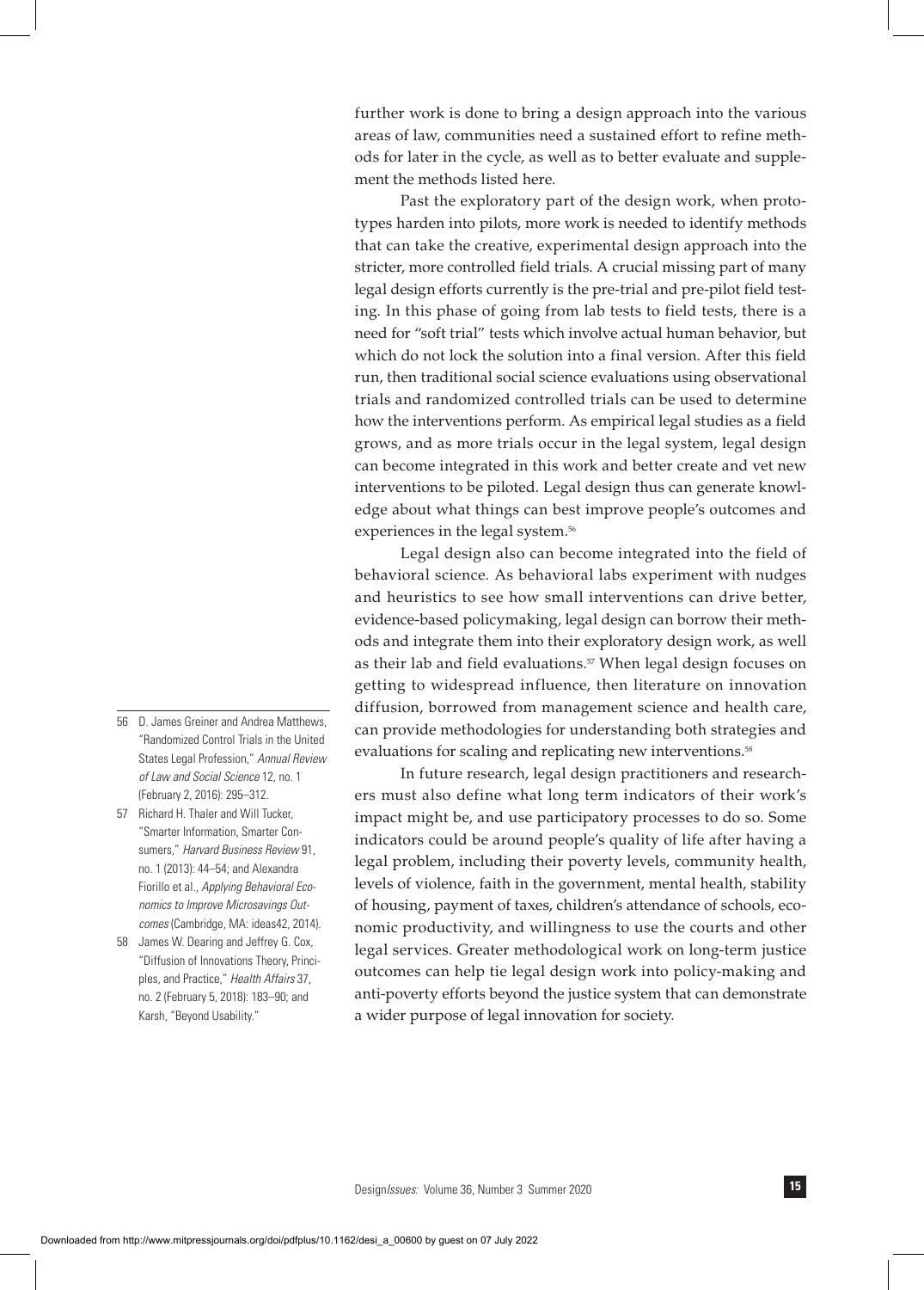further work is done to bring a design approach into the various areas of law, communities need a sustained effort to refine methods for later in the cycle, as well as to better evaluate and supplement the methods listed here.

Past the exploratory part of the design work, when prototypes harden into pilots, more work is needed to identify methods that can take the creative, experimental design approach into the stricter, more controlled field trials. A crucial missing part of many legal design efforts currently is the pre-trial and pre-pilot field testing. In this phase of going from lab tests to field tests, there is a need for "soft trial" tests which involve actual human behavior, but which do not lock the solution into a final version. After this field run, then traditional social science evaluations using observational trials and randomized controlled trials can be used to determine how the interventions perform. As empirical legal studies as a field grows, and as more trials occur in the legal system, legal design can become integrated in this work and better create and vet new interventions to be piloted. Legal design thus can generate knowledge about what things can best improve people's outcomes and experiences in the legal system.[56]

Legal design also can become integrated into the field of behavioral science. As behavioral labs experiment with nudges and heuristics to see how small interventions can drive better, evidence-based policymaking, legal design can borrow their methods and integrate them into their exploratory design work, as well as their lab and field evaluations.[57] When legal design focuses on getting to widespread influence, then literature on innovation diffusion, borrowed from management science and health care, can provide methodologies for understanding both strategies and evaluations for scaling and replicating new interventions.[58]

In future research, legal design practitioners and researchers must also define what long term indicators of their work's impact might be, and use participatory processes to do so. Some indicators could be around people's quality of life after having a legal problem, including their poverty levels, community health, levels of violence, faith in the government, mental health, stability of housing, payment of taxes, children's attendance of schools, economic productivity, and willingness to use the courts and other legal services. Greater methodological work on long-term justice outcomes can help tie legal design work into policy-making and anti-poverty efforts beyond the justice system that can demonstrate a wider purpose of legal innovation for society.

---

56 D. James Greiner and Andrea Matthews, "Randomized Control Trials in the United States Legal Profession," *Annual Review of Law and Social Science* 12, no. 1 (February 2, 2016): 295–312.

57 Richard H. Thaler and Will Tucker, "Smarter Information, Smarter Consumers," *Harvard Business Review* 91, no. 1 (2013): 44–54; and Alexandra Fiorillo et al., *Applying Behavioral Economics to Improve Microsavings Outcomes* (Cambridge, MA: ideas42, 2014).

58 James W. Dearing and Jeffrey G. Cox, "Diffusion of Innovations Theory, Principles, and Practice," *Health Affairs* 37, no. 2 (February 5, 2018): 183–90; and Karsh, "Beyond Usability."